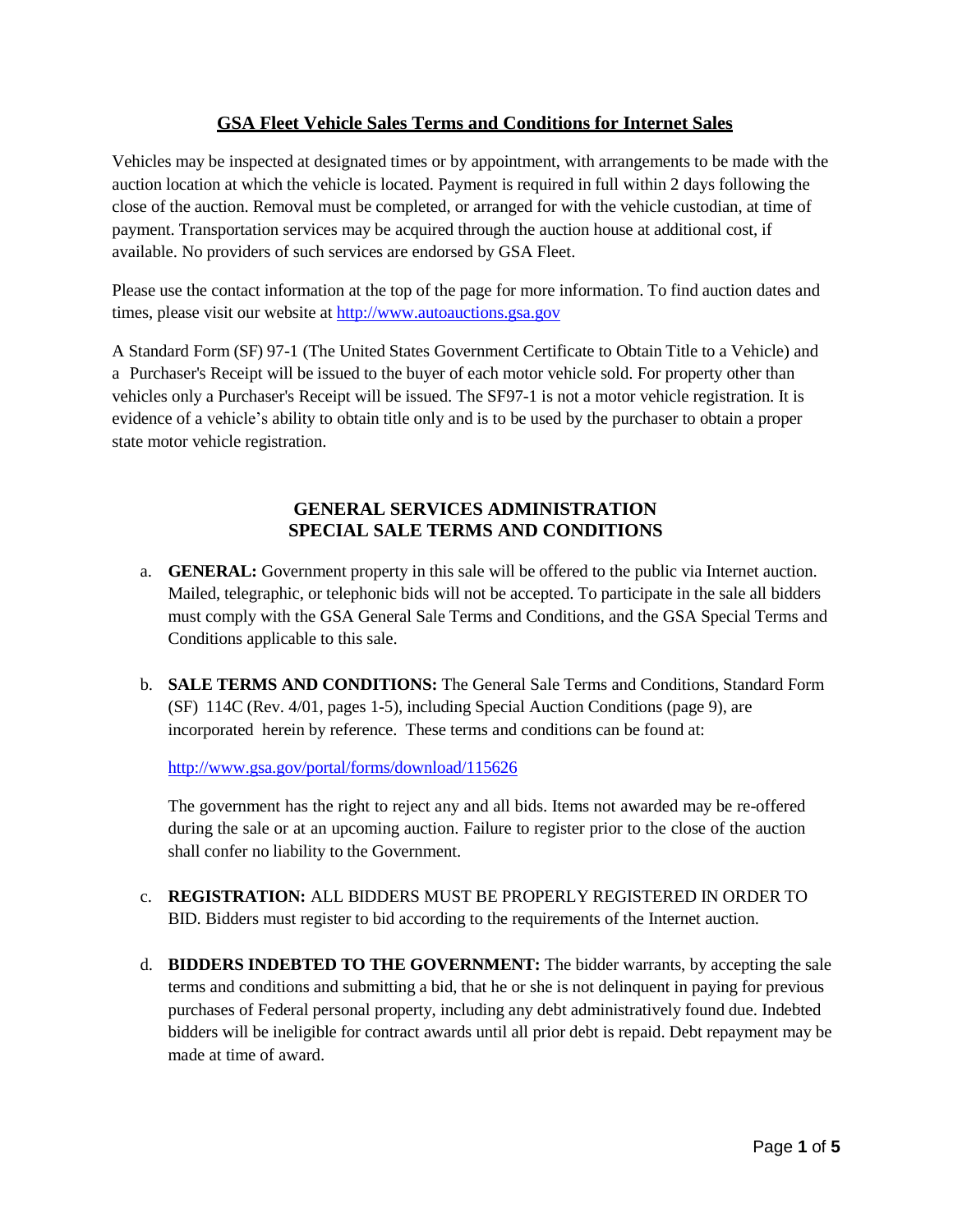# GSA Fleet Vehicle Sales Terms and Conditions for Internet Sales

Vehicles may be inspected at designated times or by appointment, with arrangements to be made with the auction location at which the vehicle is located. Payment is required in full within 2 days following the close of the auction. Removal must be completed, or arranged for with the vehicle custodian, at time of payment. Transportation services may be acquired through the auction house at additional cost, if available. No providers of such services are endorsed by GSA Fleet.

Please use the contact information at the top of the page for more information. To find auction dates and times, please visit our website at [http://www.autoauctions.gsa.gov](http://www.autoauctions.gsa.gov)

A Standard Form (SF) 97-1 (The United States Government Certificate to Obtain Title to a Vehicle) and a Purchaser's Receipt will be issued to the buyer of each motor vehicle sold. For property other than vehicles only a Purchaser's Receipt will be issued. The SF97-1 is not a motor vehicle registration. It is evidence of a vehicle's ability to obtain title only and is to be used by the purchaser to obtain a proper state motor vehicle registration.

## GENERAL SERVICES ADMINISTRATION SPECIAL SALE TERMS AND CONDITIONS

a. **GENERAL:** Government property in this sale will be offered to the public via Internet auction. Mailed, telegraphic, or telephonic bids will not be accepted. To participate in the sale all bidders must comply with the GSA General Sale Terms and Conditions, and the GSA Special Terms and Conditions applicable to this sale.

b. **SALE TERMS AND CONDITIONS:** The General Sale Terms and Conditions, Standard Form (SF) 114C (Rev. 4/01, pages 1-5), including Special Auction Conditions (page 9), are incorporated herein by reference. These terms and conditions can be found at:

   [http://www.gsa.gov/portal/forms/download/115626](http://www.gsa.gov/portal/forms/download/115626)

   The government has the right to reject any and all bids. Items not awarded may be re-offered during the sale or at an upcoming auction. Failure to register prior to the close of the auction shall confer no liability to the Government.

c. **REGISTRATION:** ALL BIDDERS MUST BE PROPERLY REGISTERED IN ORDER TO BID. Bidders must register to bid according to the requirements of the Internet auction.

d. **BIDDERS INDEBTED TO THE GOVERNMENT:** The bidder warrants, by accepting the sale terms and conditions and submitting a bid, that he or she is not delinquent in paying for previous purchases of Federal personal property, including any debt administratively found due. Indebted bidders will be ineligible for contract awards until all prior debt is repaid. Debt repayment may be made at time of award.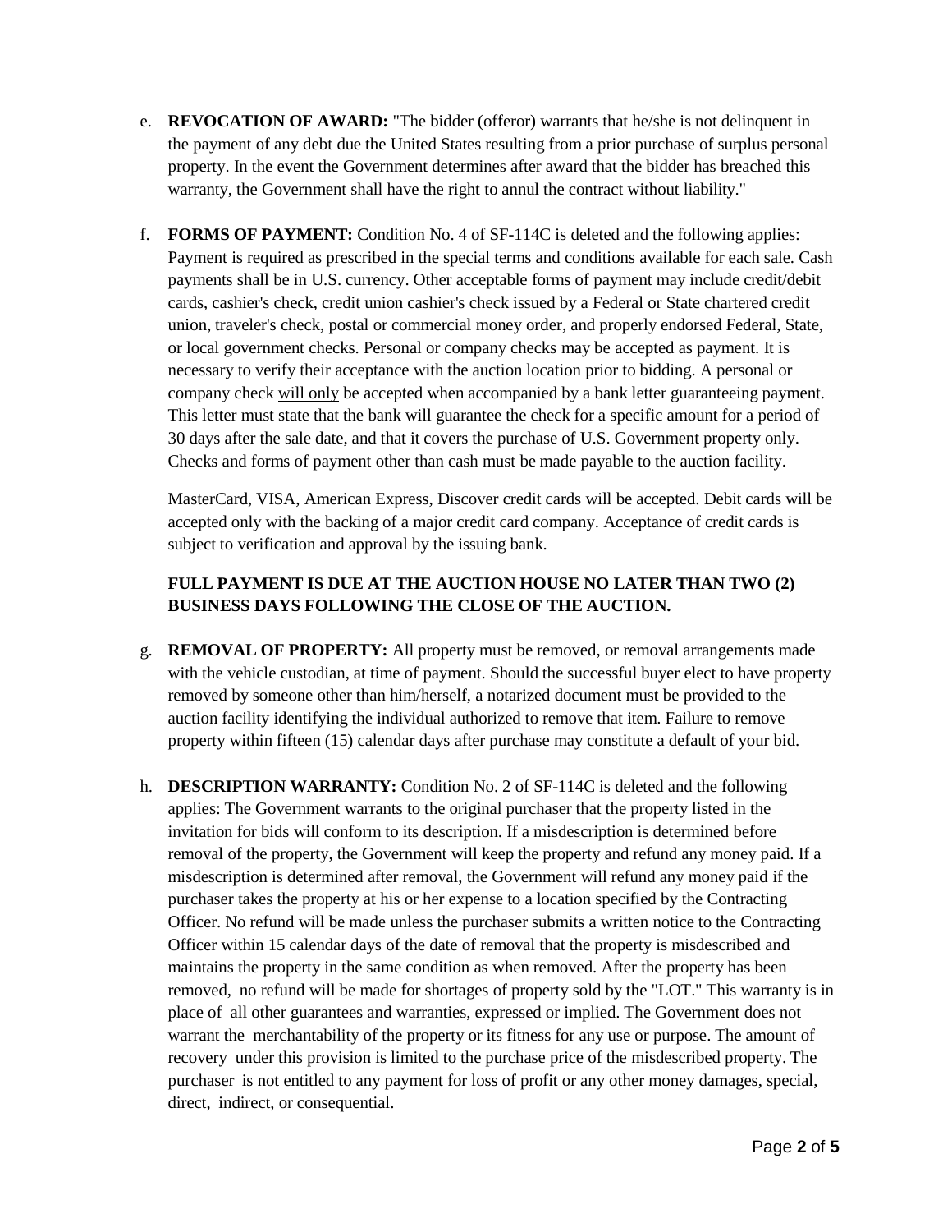e. **REVOCATION OF AWARD:** "The bidder (offeror) warrants that he/she is not delinquent in the payment of any debt due the United States resulting from a prior purchase of surplus personal property. In the event the Government determines after award that the bidder has breached this warranty, the Government shall have the right to annul the contract without liability."

f. **FORMS OF PAYMENT:** Condition No. 4 of SF-114C is deleted and the following applies: Payment is required as prescribed in the special terms and conditions available for each sale. Cash payments shall be in U.S. currency. Other acceptable forms of payment may include credit/debit cards, cashier's check, credit union cashier's check issued by a Federal or State chartered credit union, traveler's check, postal or commercial money order, and properly endorsed Federal, State, or local government checks. Personal or company checks <u>may</u> be accepted as payment. It is necessary to verify their acceptance with the auction location prior to bidding. A personal or company check <u>will only</u> be accepted when accompanied by a bank letter guaranteeing payment. This letter must state that the bank will guarantee the check for a specific amount for a period of 30 days after the sale date, and that it covers the purchase of U.S. Government property only. Checks and forms of payment other than cash must be made payable to the auction facility.

   MasterCard, VISA, American Express, Discover credit cards will be accepted. Debit cards will be accepted only with the backing of a major credit card company. Acceptance of credit cards is subject to verification and approval by the issuing bank.

   **FULL PAYMENT IS DUE AT THE AUCTION HOUSE NO LATER THAN TWO (2) BUSINESS DAYS FOLLOWING THE CLOSE OF THE AUCTION.**

g. **REMOVAL OF PROPERTY:** All property must be removed, or removal arrangements made with the vehicle custodian, at time of payment. Should the successful buyer elect to have property removed by someone other than him/herself, a notarized document must be provided to the auction facility identifying the individual authorized to remove that item. Failure to remove property within fifteen (15) calendar days after purchase may constitute a default of your bid.

h. **DESCRIPTION WARRANTY:** Condition No. 2 of SF-114C is deleted and the following applies: The Government warrants to the original purchaser that the property listed in the invitation for bids will conform to its description. If a misdescription is determined before removal of the property, the Government will keep the property and refund any money paid. If a misdescription is determined after removal, the Government will refund any money paid if the purchaser takes the property at his or her expense to a location specified by the Contracting Officer. No refund will be made unless the purchaser submits a written notice to the Contracting Officer within 15 calendar days of the date of removal that the property is misdescribed and maintains the property in the same condition as when removed. After the property has been removed, no refund will be made for shortages of property sold by the "LOT." This warranty is in place of all other guarantees and warranties, expressed or implied. The Government does not warrant the merchantability of the property or its fitness for any use or purpose. The amount of recovery under this provision is limited to the purchase price of the misdescribed property. The purchaser is not entitled to any payment for loss of profit or any other money damages, special, direct, indirect, or consequential.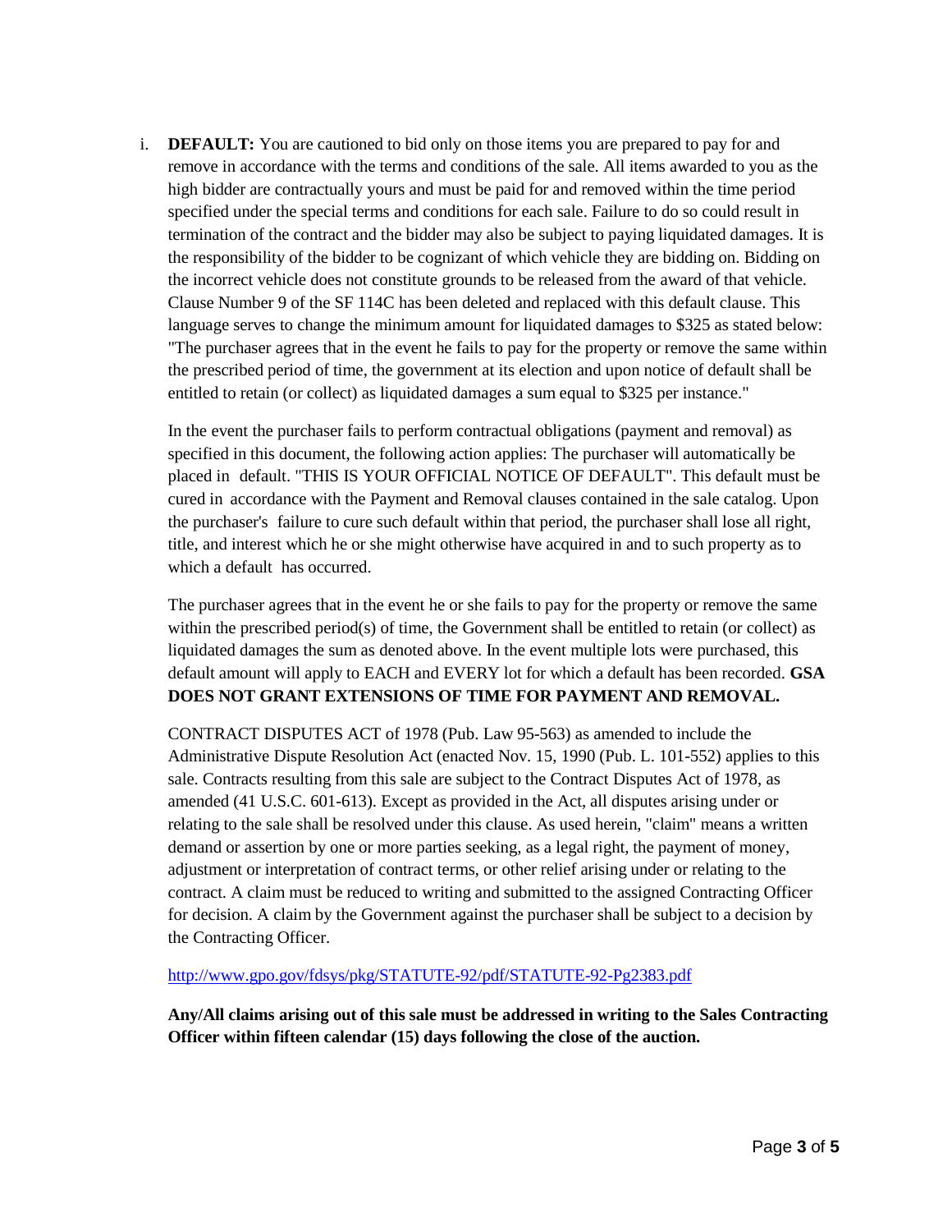i. **DEFAULT:** You are cautioned to bid only on those items you are prepared to pay for and remove in accordance with the terms and conditions of the sale. All items awarded to you as the high bidder are contractually yours and must be paid for and removed within the time period specified under the special terms and conditions for each sale. Failure to do so could result in termination of the contract and the bidder may also be subject to paying liquidated damages. It is the responsibility of the bidder to be cognizant of which vehicle they are bidding on. Bidding on the incorrect vehicle does not constitute grounds to be released from the award of that vehicle. Clause Number 9 of the SF 114C has been deleted and replaced with this default clause. This language serves to change the minimum amount for liquidated damages to $325 as stated below: "The purchaser agrees that in the event he fails to pay for the property or remove the same within the prescribed period of time, the government at its election and upon notice of default shall be entitled to retain (or collect) as liquidated damages a sum equal to $325 per instance."

   In the event the purchaser fails to perform contractual obligations (payment and removal) as specified in this document, the following action applies: The purchaser will automatically be placed in default. "THIS IS YOUR OFFICIAL NOTICE OF DEFAULT". This default must be cured in accordance with the Payment and Removal clauses contained in the sale catalog. Upon the purchaser's failure to cure such default within that period, the purchaser shall lose all right, title, and interest which he or she might otherwise have acquired in and to such property as to which a default has occurred.

   The purchaser agrees that in the event he or she fails to pay for the property or remove the same within the prescribed period(s) of time, the Government shall be entitled to retain (or collect) as liquidated damages the sum as denoted above. In the event multiple lots were purchased, this default amount will apply to EACH and EVERY lot for which a default has been recorded. **GSA DOES NOT GRANT EXTENSIONS OF TIME FOR PAYMENT AND REMOVAL.**

   CONTRACT DISPUTES ACT of 1978 (Pub. Law 95-563) as amended to include the Administrative Dispute Resolution Act (enacted Nov. 15, 1990 (Pub. L. 101-552) applies to this sale. Contracts resulting from this sale are subject to the Contract Disputes Act of 1978, as amended (41 U.S.C. 601-613). Except as provided in the Act, all disputes arising under or relating to the sale shall be resolved under this clause. As used herein, "claim" means a written demand or assertion by one or more parties seeking, as a legal right, the payment of money, adjustment or interpretation of contract terms, or other relief arising under or relating to the contract. A claim must be reduced to writing and submitted to the assigned Contracting Officer for decision. A claim by the Government against the purchaser shall be subject to a decision by the Contracting Officer.

   http://www.gpo.gov/fdsys/pkg/STATUTE-92/pdf/STATUTE-92-Pg2383.pdf

   **Any/All claims arising out of this sale must be addressed in writing to the Sales Contracting Officer within fifteen calendar (15) days following the close of the auction.**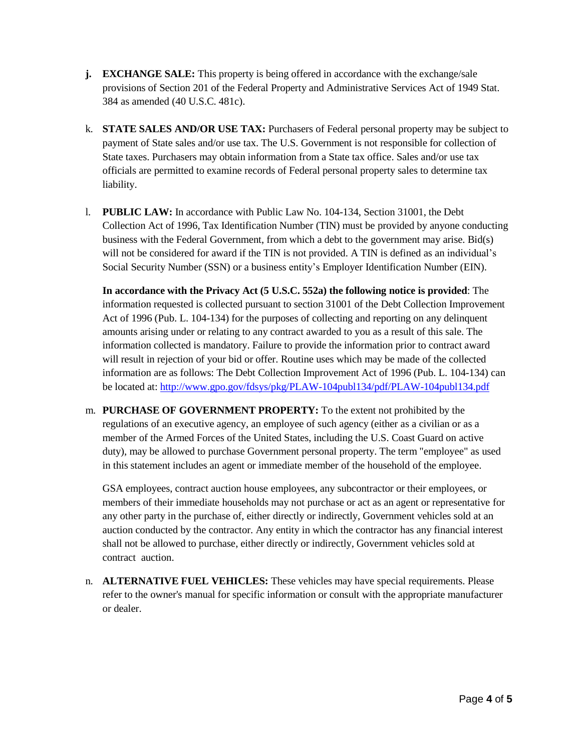**j. EXCHANGE SALE:** This property is being offered in accordance with the exchange/sale provisions of Section 201 of the Federal Property and Administrative Services Act of 1949 Stat. 384 as amended (40 U.S.C. 481c).

k. **STATE SALES AND/OR USE TAX:** Purchasers of Federal personal property may be subject to payment of State sales and/or use tax. The U.S. Government is not responsible for collection of State taxes. Purchasers may obtain information from a State tax office. Sales and/or use tax officials are permitted to examine records of Federal personal property sales to determine tax liability.

l. **PUBLIC LAW:** In accordance with Public Law No. 104-134, Section 31001, the Debt Collection Act of 1996, Tax Identification Number (TIN) must be provided by anyone conducting business with the Federal Government, from which a debt to the government may arise. Bid(s) will not be considered for award if the TIN is not provided. A TIN is defined as an individual's Social Security Number (SSN) or a business entity's Employer Identification Number (EIN).

**In accordance with the Privacy Act (5 U.S.C. 552a) the following notice is provided**: The information requested is collected pursuant to section 31001 of the Debt Collection Improvement Act of 1996 (Pub. L. 104-134) for the purposes of collecting and reporting on any delinquent amounts arising under or relating to any contract awarded to you as a result of this sale. The information collected is mandatory. Failure to provide the information prior to contract award will result in rejection of your bid or offer. Routine uses which may be made of the collected information are as follows: The Debt Collection Improvement Act of 1996 (Pub. L. 104-134) can be located at: http://www.gpo.gov/fdsys/pkg/PLAW-104publ134/pdf/PLAW-104publ134.pdf

m. **PURCHASE OF GOVERNMENT PROPERTY:** To the extent not prohibited by the regulations of an executive agency, an employee of such agency (either as a civilian or as a member of the Armed Forces of the United States, including the U.S. Coast Guard on active duty), may be allowed to purchase Government personal property. The term "employee" as used in this statement includes an agent or immediate member of the household of the employee.

GSA employees, contract auction house employees, any subcontractor or their employees, or members of their immediate households may not purchase or act as an agent or representative for any other party in the purchase of, either directly or indirectly, Government vehicles sold at an auction conducted by the contractor. Any entity in which the contractor has any financial interest shall not be allowed to purchase, either directly or indirectly, Government vehicles sold at contract auction.

n. **ALTERNATIVE FUEL VEHICLES:** These vehicles may have special requirements. Please refer to the owner's manual for specific information or consult with the appropriate manufacturer or dealer.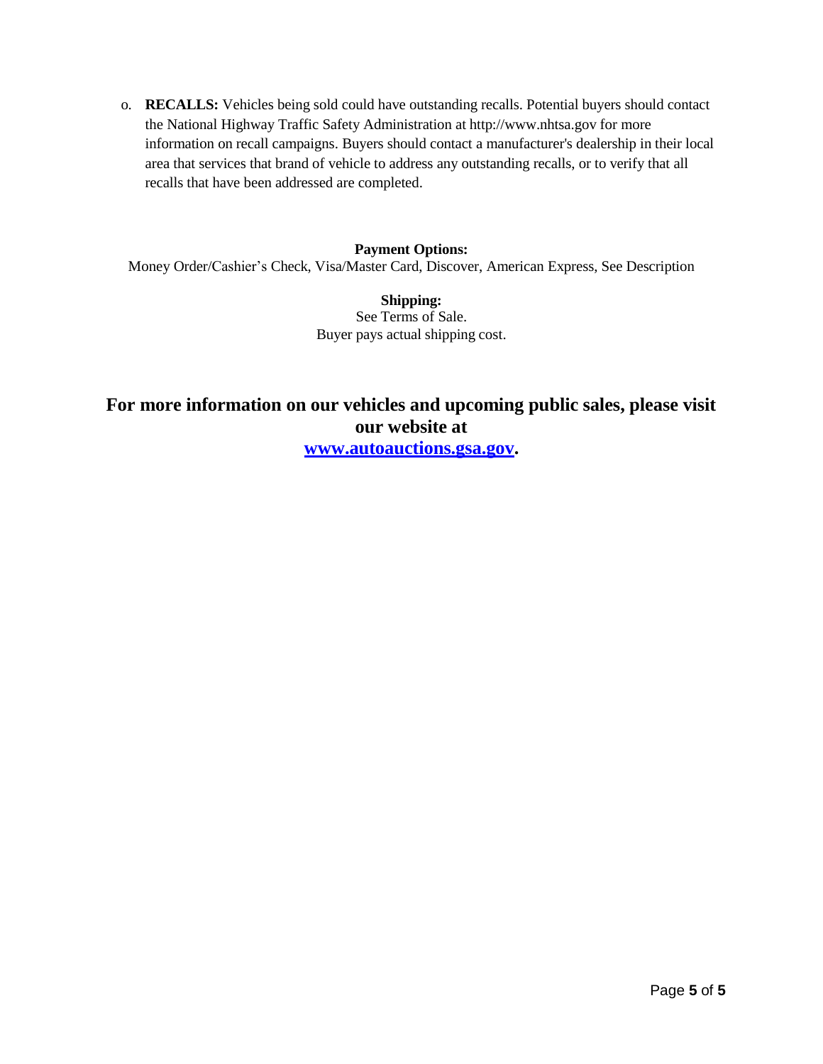o. **RECALLS:** Vehicles being sold could have outstanding recalls. Potential buyers should contact the National Highway Traffic Safety Administration at http://www.nhtsa.gov for more information on recall campaigns. Buyers should contact a manufacturer's dealership in their local area that services that brand of vehicle to address any outstanding recalls, or to verify that all recalls that have been addressed are completed.

**Payment Options:**

Money Order/Cashier's Check, Visa/Master Card, Discover, American Express, See Description

**Shipping:**

See Terms of Sale.

Buyer pays actual shipping cost.

## For more information on our vehicles and upcoming public sales, please visit our website at [www.autoauctions.gsa.gov](http://www.autoauctions.gsa.gov).